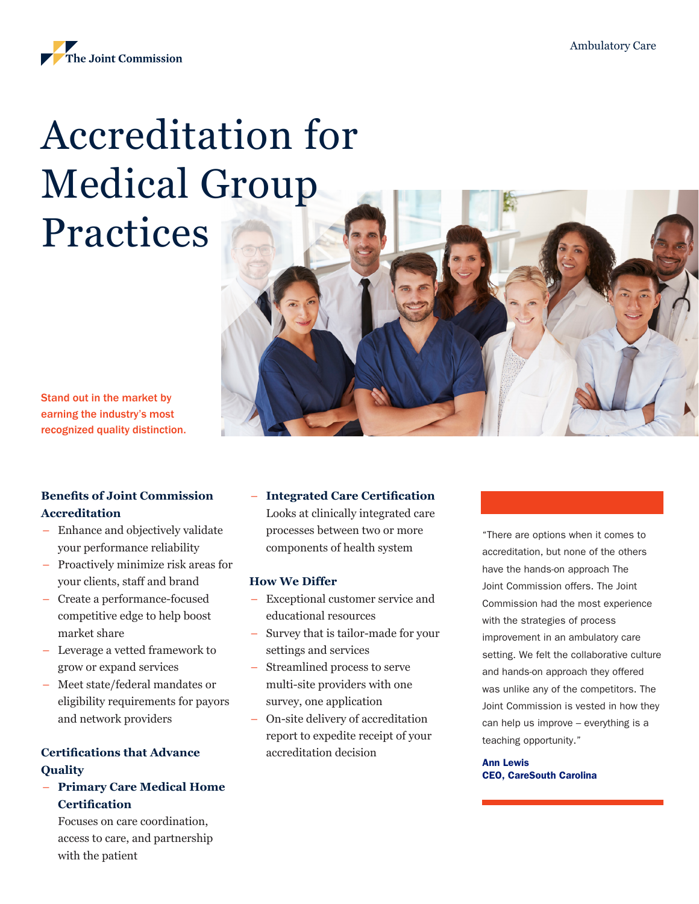The Joint Commission

Ambulatory Care

# Accreditation for Medical Group Practices

Stand out in the market by earning the industry's most recognized quality distinction.

### Benefits of Joint Commission Accreditation

- Enhance and objectively validate your performance reliability
- Proactively minimize risk areas for your clients, staff and brand
- Create a performance-focused competitive edge to help boost market share
- Leverage a vetted framework to grow or expand services
- Meet state/federal mandates or eligibility requirements for payors and network providers

### Certifications that Advance Quality

- **Primary Care Medical Home Certification**
  Focuses on care coordination, access to care, and partnership with the patient
- **Integrated Care Certification**
  Looks at clinically integrated care processes between two or more components of health system

### How We Differ

- Exceptional customer service and educational resources
- Survey that is tailor-made for your settings and services
- Streamlined process to serve multi-site providers with one survey, one application
- On-site delivery of accreditation report to expedite receipt of your accreditation decision

"There are options when it comes to accreditation, but none of the others have the hands-on approach The Joint Commission offers. The Joint Commission had the most experience with the strategies of process improvement in an ambulatory care setting. We felt the collaborative culture and hands-on approach they offered was unlike any of the competitors. The Joint Commission is vested in how they can help us improve – everything is a teaching opportunity."

**Ann Lewis**
**CEO, CareSouth Carolina**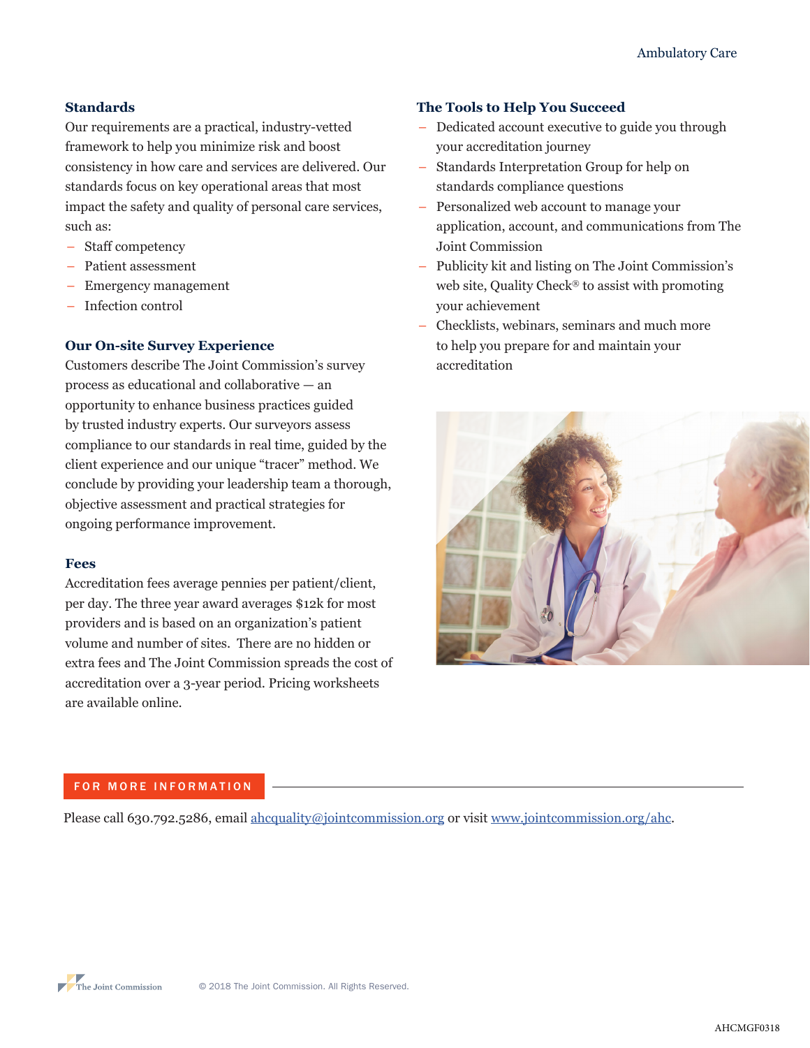### Standards

Our requirements are a practical, industry-vetted framework to help you minimize risk and boost consistency in how care and services are delivered. Our standards focus on key operational areas that most impact the safety and quality of personal care services, such as:

- Staff competency
- Patient assessment
- Emergency management
- Infection control

### Our On-site Survey Experience

Customers describe The Joint Commission's survey process as educational and collaborative — an opportunity to enhance business practices guided by trusted industry experts. Our surveyors assess compliance to our standards in real time, guided by the client experience and our unique "tracer" method. We conclude by providing your leadership team a thorough, objective assessment and practical strategies for ongoing performance improvement.

### Fees

Accreditation fees average pennies per patient/client, per day. The three year award averages $12k for most providers and is based on an organization's patient volume and number of sites. There are no hidden or extra fees and The Joint Commission spreads the cost of accreditation over a 3-year period. Pricing worksheets are available online.

### The Tools to Help You Succeed

- Dedicated account executive to guide you through your accreditation journey
- Standards Interpretation Group for help on standards compliance questions
- Personalized web account to manage your application, account, and communications from The Joint Commission
- Publicity kit and listing on The Joint Commission's web site, Quality Check® to assist with promoting your achievement
- Checklists, webinars, seminars and much more to help you prepare for and maintain your accreditation

**FOR MORE INFORMATION**

Please call 630.792.5286, email ahcquality@jointcommission.org or visit www.jointcommission.org/ahc.

© 2018 The Joint Commission. All Rights Reserved.

AHCMGF0318